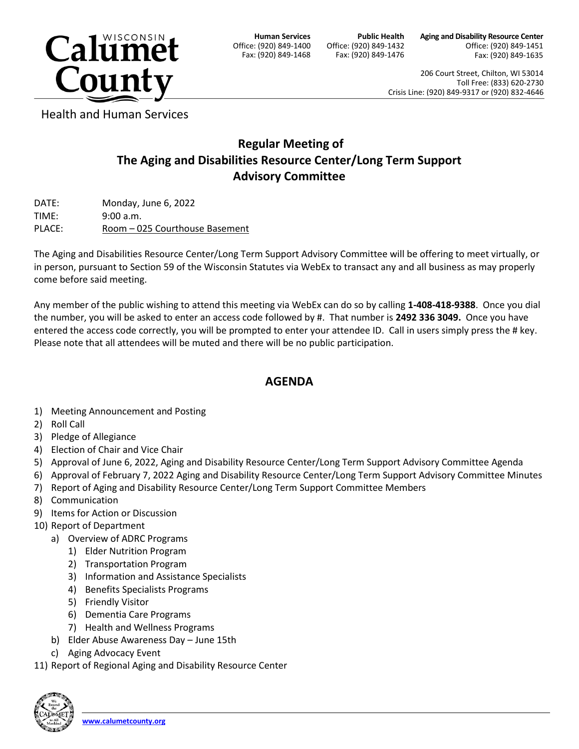Calumet County – Wisconsin

Health and Human Services

**Human Services**
Office: (920) 849-1400
Fax: (920) 849-1468

**Public Health**
Office: (920) 849-1432
Fax: (920) 849-1476

**Aging and Disability Resource Center**
Office: (920) 849-1451
Fax: (920) 849-1635

206 Court Street, Chilton, WI 53014
Toll Free: (833) 620-2730
Crisis Line: (920) 849-9317 or (920) 832-4646

# Regular Meeting of The Aging and Disabilities Resource Center/Long Term Support Advisory Committee

DATE: Monday, June 6, 2022
TIME: 9:00 a.m.
PLACE: Room – 025 Courthouse Basement

The Aging and Disabilities Resource Center/Long Term Support Advisory Committee will be offering to meet virtually, or in person, pursuant to Section 59 of the Wisconsin Statutes via WebEx to transact any and all business as may properly come before said meeting.

Any member of the public wishing to attend this meeting via WebEx can do so by calling **1-408-418-9388**. Once you dial the number, you will be asked to enter an access code followed by #. That number is **2492 336 3049.** Once you have entered the access code correctly, you will be prompted to enter your attendee ID. Call in users simply press the # key. Please note that all attendees will be muted and there will be no public participation.

## AGENDA

1) Meeting Announcement and Posting
2) Roll Call
3) Pledge of Allegiance
4) Election of Chair and Vice Chair
5) Approval of June 6, 2022, Aging and Disability Resource Center/Long Term Support Advisory Committee Agenda
6) Approval of February 7, 2022 Aging and Disability Resource Center/Long Term Support Advisory Committee Minutes
7) Report of Aging and Disability Resource Center/Long Term Support Committee Members
8) Communication
9) Items for Action or Discussion
10) Report of Department
    a) Overview of ADRC Programs
        1) Elder Nutrition Program
        2) Transportation Program
        3) Information and Assistance Specialists
        4) Benefits Specialists Programs
        5) Friendly Visitor
        6) Dementia Care Programs
        7) Health and Wellness Programs
    b) Elder Abuse Awareness Day – June 15th
    c) Aging Advocacy Event
11) Report of Regional Aging and Disability Resource Center

www.calumetcounty.org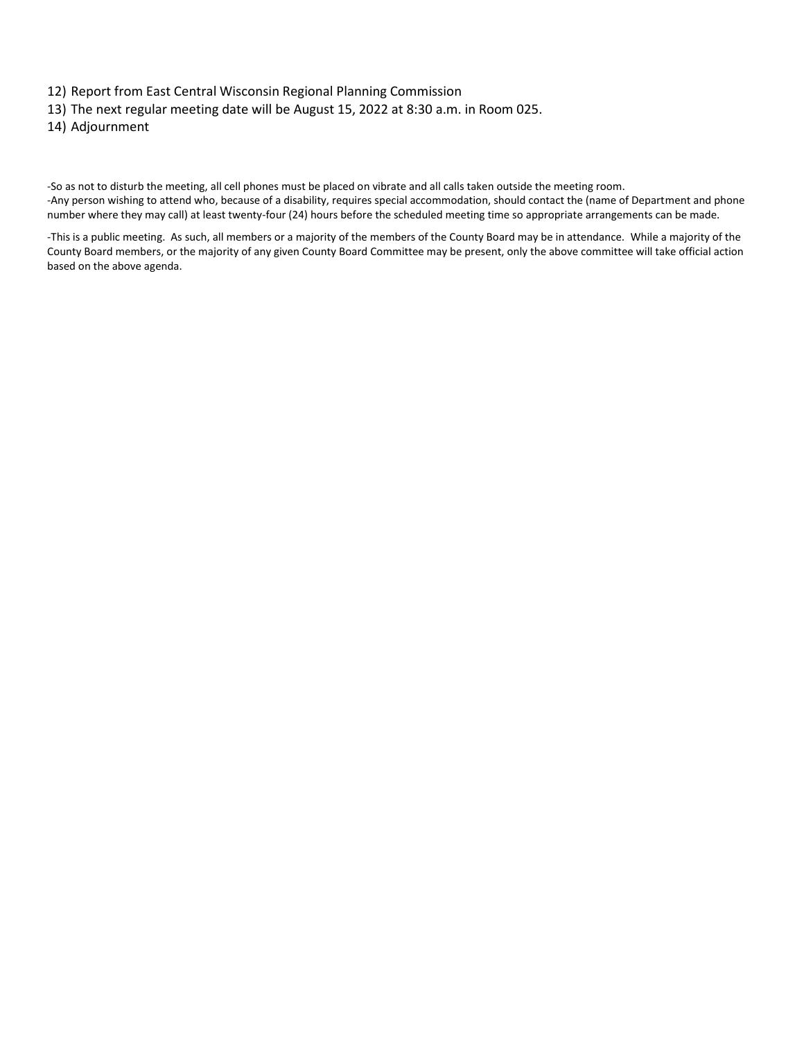12) Report from East Central Wisconsin Regional Planning Commission
13) The next regular meeting date will be August 15, 2022 at 8:30 a.m. in Room 025.
14) Adjournment

-So as not to disturb the meeting, all cell phones must be placed on vibrate and all calls taken outside the meeting room.
-Any person wishing to attend who, because of a disability, requires special accommodation, should contact the (name of Department and phone number where they may call) at least twenty-four (24) hours before the scheduled meeting time so appropriate arrangements can be made.

-This is a public meeting. As such, all members or a majority of the members of the County Board may be in attendance. While a majority of the County Board members, or the majority of any given County Board Committee may be present, only the above committee will take official action based on the above agenda.